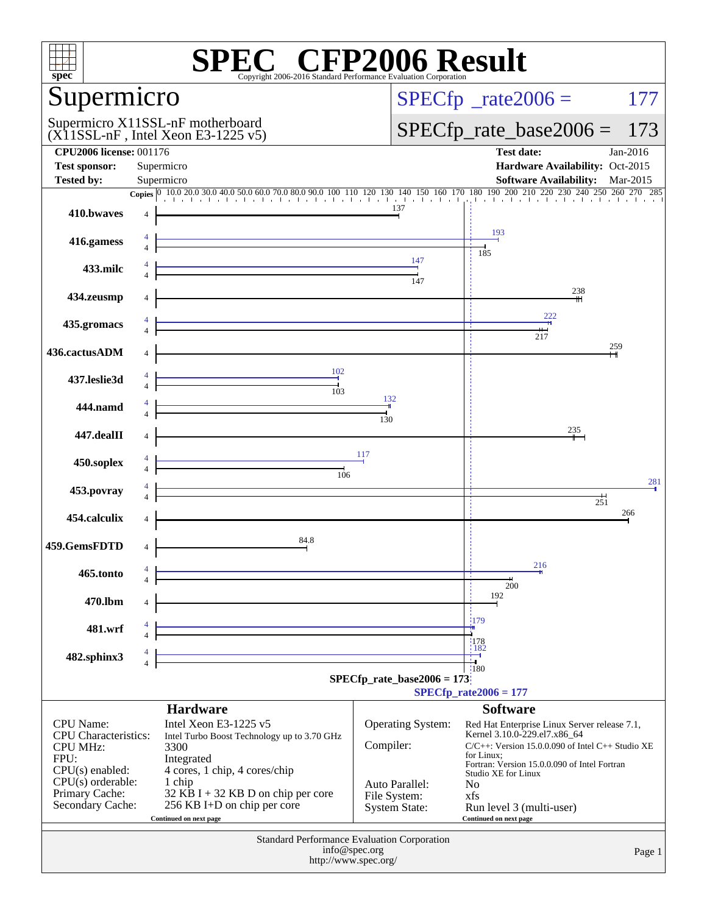# SPEC CFP2006 Result

Copyright 2006-2016 Standard Performance Evaluation Corporation

## Supermicro

Supermicro X11SSL-nF motherboard
(X11SSL-nF , Intel Xeon E3-1225 v5)

SPECfp_rate2006 = 177

SPECfp_rate_base2006 = 173

| | | | |
|---|---|---|---|
| **CPU2006 license:** 001176 | | **Test date:** | Jan-2016 |
| **Test sponsor:** | Supermicro | **Hardware Availability:** | Oct-2015 |
| **Tested by:** | Supermicro | **Software Availability:** | Mar-2015 |

| Benchmark | Copies (peak) | Peak | Copies (base) | Base |
|---|---|---|---|---|
| 410.bwaves | | | 4 | 137 |
| 416.gamess | 4 | 193 | 4 | 185 |
| 433.milc | 4 | 147 | 4 | 147 |
| 434.zeusmp | | | 4 | 238 |
| 435.gromacs | 4 | 222 | 4 | 217 |
| 436.cactusADM | | | 4 | 259 |
| 437.leslie3d | 4 | 102 | 4 | 103 |
| 444.namd | 4 | 132 | 4 | 130 |
| 447.dealII | | | 4 | 235 |
| 450.soplex | 4 | 117 | 4 | 106 |
| 453.povray | 4 | 281 | 4 | 251 |
| 454.calculix | | | 4 | 266 |
| 459.GemsFDTD | | | 4 | 84.8 |
| 465.tonto | 4 | 216 | 4 | 200 |
| 470.lbm | | | 4 | 192 |
| 481.wrf | 4 | 179 | 4 | 178 |
| 482.sphinx3 | 4 | 182 | 4 | 180 |

SPECfp_rate_base2006 = 173

SPECfp_rate2006 = 177

## Hardware

| | |
|---|---|
| CPU Name: | Intel Xeon E3-1225 v5 |
| CPU Characteristics: | Intel Turbo Boost Technology up to 3.70 GHz |
| CPU MHz: | 3300 |
| FPU: | Integrated |
| CPU(s) enabled: | 4 cores, 1 chip, 4 cores/chip |
| CPU(s) orderable: | 1 chip |
| Primary Cache: | 32 KB I + 32 KB D on chip per core |
| Secondary Cache: | 256 KB I+D on chip per core |

Continued on next page

## Software

| | |
|---|---|
| Operating System: | Red Hat Enterprise Linux Server release 7.1, Kernel 3.10.0-229.el7.x86_64 |
| Compiler: | C/C++: Version 15.0.0.090 of Intel C++ Studio XE for Linux; Fortran: Version 15.0.0.090 of Intel Fortran Studio XE for Linux |
| Auto Parallel: | No |
| File System: | xfs |
| System State: | Run level 3 (multi-user) |

Continued on next page

Standard Performance Evaluation Corporation
info@spec.org
http://www.spec.org/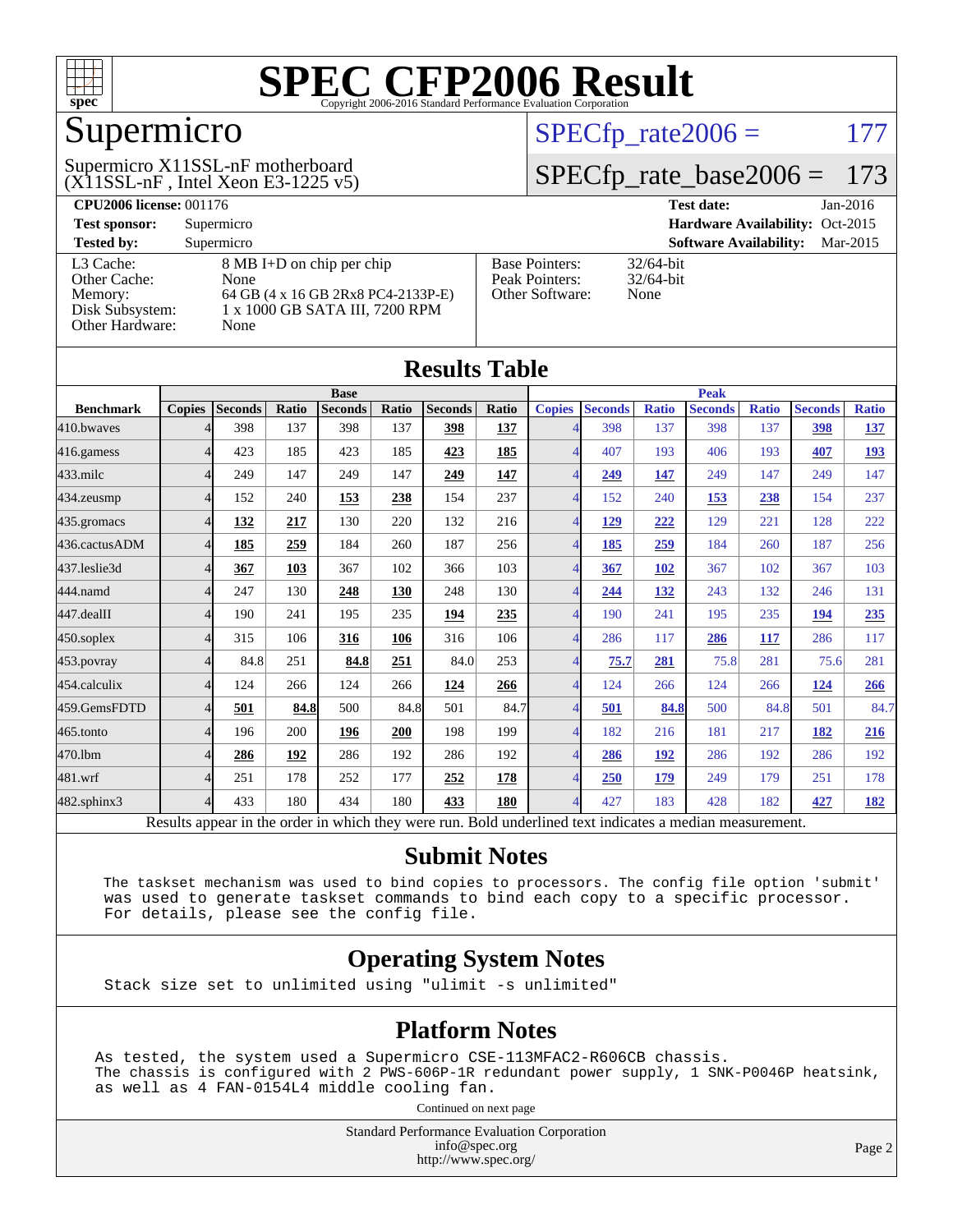# SPEC CFP2006 Result

Copyright 2006-2016 Standard Performance Evaluation Corporation

## Supermicro

Supermicro X11SSL-nF motherboard
(X11SSL-nF , Intel Xeon E3-1225 v5)

SPECfp_rate2006 = 177

SPECfp_rate_base2006 = 173

| | | | |
|---|---|---|---|
| **CPU2006 license:** 001176 | | **Test date:** | Jan-2016 |
| **Test sponsor:** | Supermicro | **Hardware Availability:** | Oct-2015 |
| **Tested by:** | Supermicro | **Software Availability:** | Mar-2015 |

| | | | |
|---|---|---|---|
| L3 Cache: | 8 MB I+D on chip per chip | Base Pointers: | 32/64-bit |
| Other Cache: | None | Peak Pointers: | 32/64-bit |
| Memory: | 64 GB (4 x 16 GB 2Rx8 PC4-2133P-E) | Other Software: | None |
| Disk Subsystem: | 1 x 1000 GB SATA III, 7200 RPM | | |
| Other Hardware: | None | | |

## Results Table

| Benchmark | Base | | | | | | | Peak | | | | | | |
|---|---|---|---|---|---|---|---|---|---|---|---|---|---|---|
| | Copies | Seconds | Ratio | Seconds | Ratio | Seconds | Ratio | Copies | Seconds | Ratio | Seconds | Ratio | Seconds | Ratio |
| 410.bwaves | 4 | 398 | 137 | 398 | 137 | **398** | **137** | 4 | 398 | 137 | 398 | 137 | **398** | **137** |
| 416.gamess | 4 | 423 | 185 | 423 | 185 | **423** | **185** | 4 | 407 | 193 | 406 | 193 | **407** | **193** |
| 433.milc | 4 | 249 | 147 | 249 | 147 | **249** | **147** | 4 | **249** | **147** | 249 | 147 | 249 | 147 |
| 434.zeusmp | 4 | 152 | 240 | **153** | **238** | 154 | 237 | 4 | 152 | 240 | **153** | **238** | 154 | 237 |
| 435.gromacs | 4 | **132** | **217** | 130 | 220 | 132 | 216 | 4 | **129** | **222** | 129 | 221 | 128 | 222 |
| 436.cactusADM | 4 | **185** | **259** | 184 | 260 | 187 | 256 | 4 | **185** | **259** | 184 | 260 | 187 | 256 |
| 437.leslie3d | 4 | **367** | **103** | 367 | 102 | 366 | 103 | 4 | **367** | **102** | 367 | 102 | 367 | 103 |
| 444.namd | 4 | 247 | 130 | **248** | **130** | 248 | 130 | 4 | **244** | **132** | 243 | 132 | 246 | 131 |
| 447.dealII | 4 | 190 | 241 | 195 | 235 | **194** | **235** | 4 | 190 | 241 | 195 | 235 | **194** | **235** |
| 450.soplex | 4 | 315 | 106 | **316** | **106** | 316 | 106 | 4 | 286 | 117 | **286** | **117** | 286 | 117 |
| 453.povray | 4 | 84.8 | 251 | **84.8** | **251** | 84.0 | 253 | 4 | **75.7** | **281** | 75.8 | 281 | 75.6 | 281 |
| 454.calculix | 4 | 124 | 266 | 124 | 266 | **124** | **266** | 4 | 124 | 266 | 124 | 266 | **124** | **266** |
| 459.GemsFDTD | 4 | **501** | **84.8** | 500 | 84.8 | 501 | 84.7 | 4 | **501** | **84.8** | 500 | 84.8 | 501 | 84.7 |
| 465.tonto | 4 | 196 | 200 | **196** | **200** | 198 | 199 | 4 | 182 | 216 | 181 | 217 | **182** | **216** |
| 470.lbm | 4 | **286** | **192** | 286 | 192 | 286 | 192 | 4 | **286** | **192** | 286 | 192 | 286 | 192 |
| 481.wrf | 4 | 251 | 178 | 252 | 177 | **252** | **178** | 4 | **250** | **179** | 249 | 179 | 251 | 178 |
| 482.sphinx3 | 4 | 433 | 180 | 434 | 180 | **433** | **180** | 4 | 427 | 183 | 428 | 182 | **427** | **182** |

Results appear in the order in which they were run. Bold underlined text indicates a median measurement.

## Submit Notes

```
The taskset mechanism was used to bind copies to processors. The config file option 'submit'
was used to generate taskset commands to bind each copy to a specific processor.
For details, please see the config file.
```

## Operating System Notes

```
Stack size set to unlimited using "ulimit -s unlimited"
```

## Platform Notes

```
As tested, the system used a Supermicro CSE-113MFAC2-R606CB chassis.
The chassis is configured with 2 PWS-606P-1R redundant power supply, 1 SNK-P0046P heatsink,
as well as 4 FAN-0154L4 middle cooling fan.
```

Continued on next page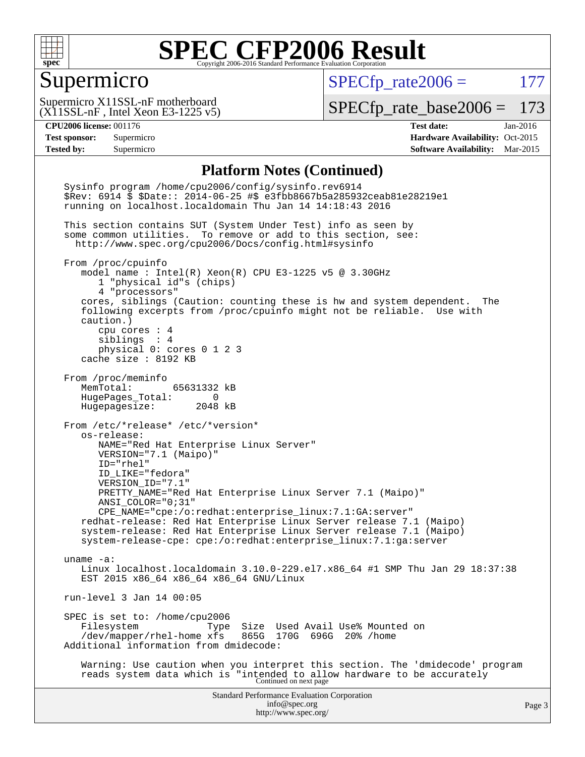# SPEC CFP2006 Result

## Supermicro

Supermicro X11SSL-nF motherboard
(X11SSL-nF , Intel Xeon E3-1225 v5)

SPECfp_rate2006 = 177

SPECfp_rate_base2006 = 173

**CPU2006 license:** 001176
**Test sponsor:** Supermicro
**Tested by:** Supermicro

**Test date:** Jan-2016
**Hardware Availability:** Oct-2015
**Software Availability:** Mar-2015

### Platform Notes (Continued)

```
Sysinfo program /home/cpu2006/config/sysinfo.rev6914
$Rev: 6914 $ $Date:: 2014-06-25 #$ e3fbb8667b5a285932ceab81e28219e1
running on localhost.localdomain Thu Jan 14 14:18:43 2016

This section contains SUT (System Under Test) info as seen by
some common utilities.  To remove or add to this section, see:
  http://www.spec.org/cpu2006/Docs/config.html#sysinfo

From /proc/cpuinfo
   model name : Intel(R) Xeon(R) CPU E3-1225 v5 @ 3.30GHz
      1 "physical id"s (chips)
      4 "processors"
   cores, siblings (Caution: counting these is hw and system dependent.  The
   following excerpts from /proc/cpuinfo might not be reliable.  Use with
   caution.)
      cpu cores : 4
      siblings  : 4
      physical 0: cores 0 1 2 3
   cache size : 8192 KB

From /proc/meminfo
   MemTotal:       65631332 kB
   HugePages_Total:       0
   Hugepagesize:       2048 kB

From /etc/*release* /etc/*version*
   os-release:
      NAME="Red Hat Enterprise Linux Server"
      VERSION="7.1 (Maipo)"
      ID="rhel"
      ID_LIKE="fedora"
      VERSION_ID="7.1"
      PRETTY_NAME="Red Hat Enterprise Linux Server 7.1 (Maipo)"
      ANSI_COLOR="0;31"
      CPE_NAME="cpe:/o:redhat:enterprise_linux:7.1:GA:server"
   redhat-release: Red Hat Enterprise Linux Server release 7.1 (Maipo)
   system-release: Red Hat Enterprise Linux Server release 7.1 (Maipo)
   system-release-cpe: cpe:/o:redhat:enterprise_linux:7.1:ga:server

uname -a:
   Linux localhost.localdomain 3.10.0-229.el7.x86_64 #1 SMP Thu Jan 29 18:37:38
   EST 2015 x86_64 x86_64 x86_64 GNU/Linux

run-level 3 Jan 14 00:05

SPEC is set to: /home/cpu2006
   Filesystem            Type  Size  Used Avail Use% Mounted on
   /dev/mapper/rhel-home xfs   865G  170G  696G  20% /home
Additional information from dmidecode:

   Warning: Use caution when you interpret this section. The 'dmidecode' program
   reads system data which is "intended to allow hardware to be accurately
```

Continued on next page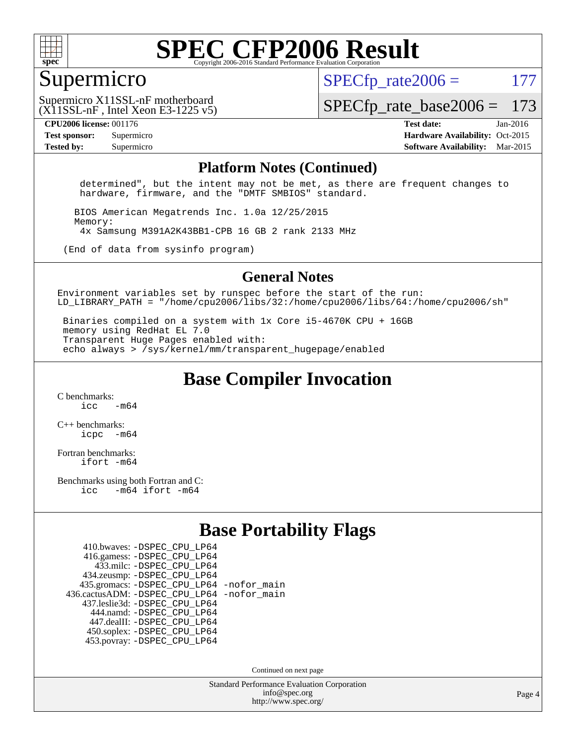# SPEC CFP2006 Result

Copyright 2006-2016 Standard Performance Evaluation Corporation

## Supermicro

Supermicro X11SSL-nF motherboard
(X11SSL-nF , Intel Xeon E3-1225 v5)

SPECfp_rate2006 = 177

SPECfp_rate_base2006 = 173

**CPU2006 license:** 001176
**Test sponsor:** Supermicro
**Tested by:** Supermicro

**Test date:** Jan-2016
**Hardware Availability:** Oct-2015
**Software Availability:** Mar-2015

## Platform Notes (Continued)

```
     determined", but the intent may not be met, as there are frequent changes to
     hardware, firmware, and the "DMTF SMBIOS" standard.

    BIOS American Megatrends Inc. 1.0a 12/25/2015
    Memory:
     4x Samsung M391A2K43BB1-CPB 16 GB 2 rank 2133 MHz

  (End of data from sysinfo program)
```

## General Notes

```
Environment variables set by runspec before the start of the run:
LD_LIBRARY_PATH = "/home/cpu2006/libs/32:/home/cpu2006/libs/64:/home/cpu2006/sh"

 Binaries compiled on a system with 1x Core i5-4670K CPU + 16GB
 memory using RedHat EL 7.0
 Transparent Huge Pages enabled with:
 echo always > /sys/kernel/mm/transparent_hugepage/enabled
```

## Base Compiler Invocation

C benchmarks:
```
icc   -m64
```

C++ benchmarks:
```
icpc  -m64
```

Fortran benchmarks:
```
ifort -m64
```

Benchmarks using both Fortran and C:
```
icc   -m64 ifort -m64
```

## Base Portability Flags

```
    410.bwaves: -DSPEC_CPU_LP64
    416.gamess: -DSPEC_CPU_LP64
      433.milc: -DSPEC_CPU_LP64
    434.zeusmp: -DSPEC_CPU_LP64
   435.gromacs: -DSPEC_CPU_LP64 -nofor_main
436.cactusADM: -DSPEC_CPU_LP64 -nofor_main
   437.leslie3d: -DSPEC_CPU_LP64
     444.namd: -DSPEC_CPU_LP64
    447.dealII: -DSPEC_CPU_LP64
   450.soplex: -DSPEC_CPU_LP64
   453.povray: -DSPEC_CPU_LP64
```

Continued on next page

Standard Performance Evaluation Corporation
info@spec.org
http://www.spec.org/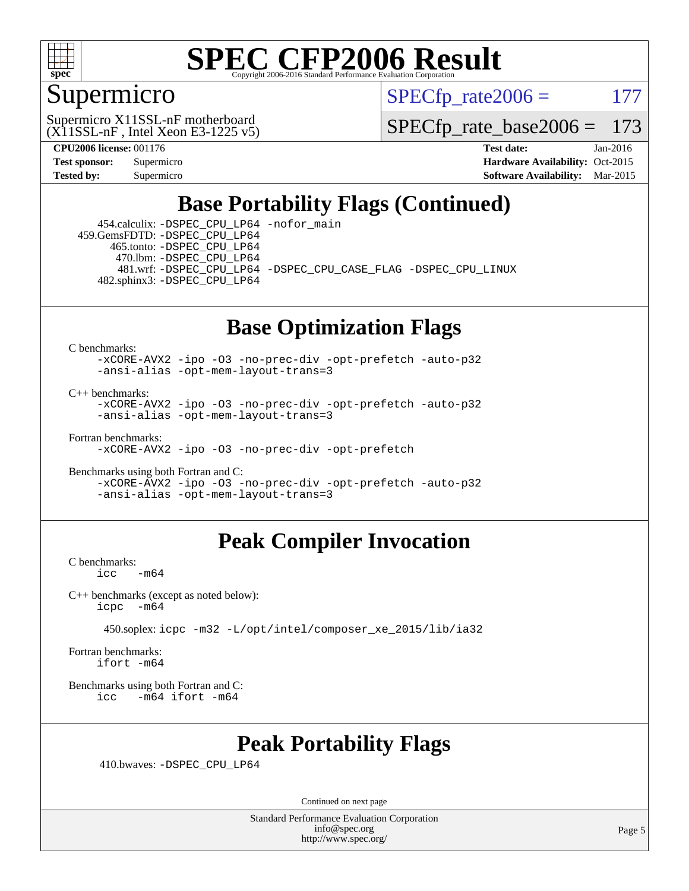# SPEC CFP2006 Result

Copyright 2006-2016 Standard Performance Evaluation Corporation

## Supermicro

Supermicro X11SSL-nF motherboard
(X11SSL-nF , Intel Xeon E3-1225 v5)

SPECfp_rate2006 = 177

SPECfp_rate_base2006 = 173

**CPU2006 license:** 001176
**Test sponsor:** Supermicro
**Tested by:** Supermicro

**Test date:** Jan-2016
**Hardware Availability:** Oct-2015
**Software Availability:** Mar-2015

## Base Portability Flags (Continued)

454.calculix: -DSPEC_CPU_LP64 -nofor_main
459.GemsFDTD: -DSPEC_CPU_LP64
465.tonto: -DSPEC_CPU_LP64
470.lbm: -DSPEC_CPU_LP64
481.wrf: -DSPEC_CPU_LP64 -DSPEC_CPU_CASE_FLAG -DSPEC_CPU_LINUX
482.sphinx3: -DSPEC_CPU_LP64

## Base Optimization Flags

C benchmarks:
```
-xCORE-AVX2 -ipo -O3 -no-prec-div -opt-prefetch -auto-p32
-ansi-alias -opt-mem-layout-trans=3
```

C++ benchmarks:
```
-xCORE-AVX2 -ipo -O3 -no-prec-div -opt-prefetch -auto-p32
-ansi-alias -opt-mem-layout-trans=3
```

Fortran benchmarks:
```
-xCORE-AVX2 -ipo -O3 -no-prec-div -opt-prefetch
```

Benchmarks using both Fortran and C:
```
-xCORE-AVX2 -ipo -O3 -no-prec-div -opt-prefetch -auto-p32
-ansi-alias -opt-mem-layout-trans=3
```

## Peak Compiler Invocation

C benchmarks:
```
icc  -m64
```

C++ benchmarks (except as noted below):
```
icpc  -m64
```

450.soplex: icpc -m32 -L/opt/intel/composer_xe_2015/lib/ia32

Fortran benchmarks:
```
ifort -m64
```

Benchmarks using both Fortran and C:
```
icc  -m64 ifort -m64
```

## Peak Portability Flags

410.bwaves: -DSPEC_CPU_LP64

Continued on next page

Standard Performance Evaluation Corporation
info@spec.org
http://www.spec.org/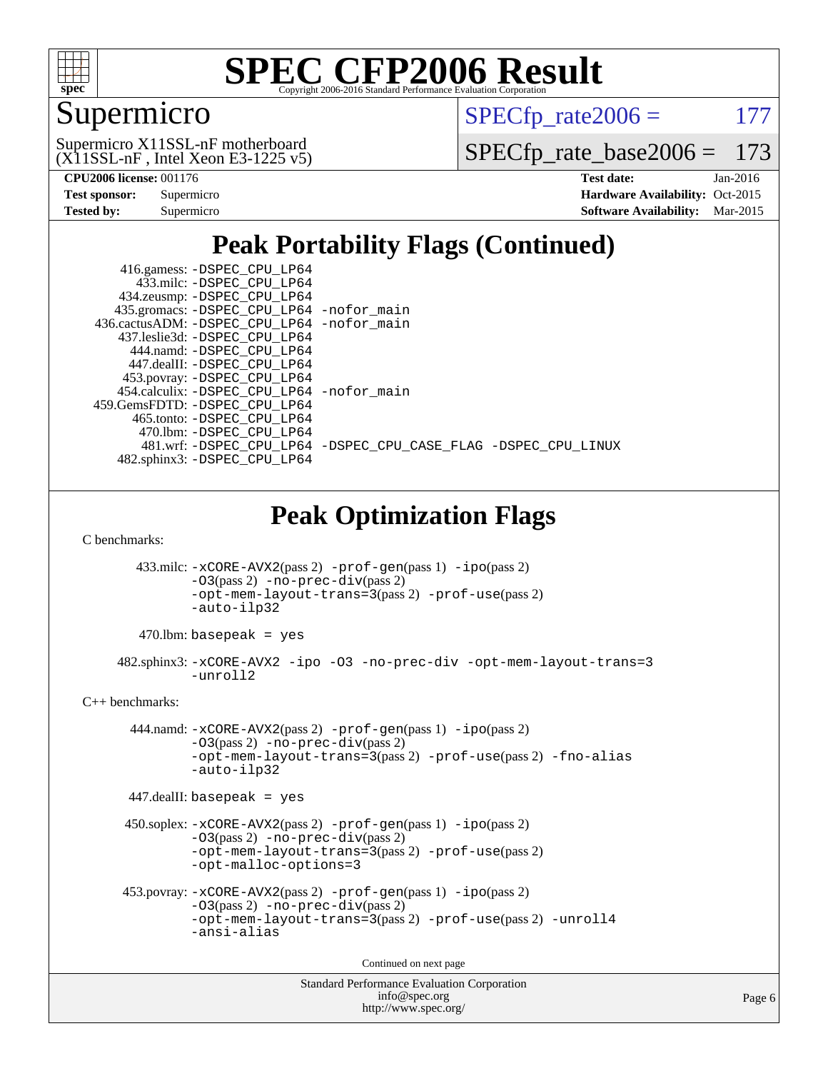# SPEC CFP2006 Result

Copyright 2006-2016 Standard Performance Evaluation Corporation

## Supermicro

Supermicro X11SSL-nF motherboard
(X11SSL-nF , Intel Xeon E3-1225 v5)

SPECfp_rate2006 = 177

SPECfp_rate_base2006 = 173

| | | | |
|---|---|---|---|
| **CPU2006 license:** 001176 | | **Test date:** | Jan-2016 |
| **Test sponsor:** | Supermicro | **Hardware Availability:** | Oct-2015 |
| **Tested by:** | Supermicro | **Software Availability:** | Mar-2015 |

## Peak Portability Flags (Continued)

416.gamess: -DSPEC_CPU_LP64
433.milc: -DSPEC_CPU_LP64
434.zeusmp: -DSPEC_CPU_LP64
435.gromacs: -DSPEC_CPU_LP64 -nofor_main
436.cactusADM: -DSPEC_CPU_LP64 -nofor_main
437.leslie3d: -DSPEC_CPU_LP64
444.namd: -DSPEC_CPU_LP64
447.dealII: -DSPEC_CPU_LP64
453.povray: -DSPEC_CPU_LP64
454.calculix: -DSPEC_CPU_LP64 -nofor_main
459.GemsFDTD: -DSPEC_CPU_LP64
465.tonto: -DSPEC_CPU_LP64
470.lbm: -DSPEC_CPU_LP64
481.wrf: -DSPEC_CPU_LP64 -DSPEC_CPU_CASE_FLAG -DSPEC_CPU_LINUX
482.sphinx3: -DSPEC_CPU_LP64

## Peak Optimization Flags

C benchmarks:

433.milc: -xCORE-AVX2(pass 2) -prof-gen(pass 1) -ipo(pass 2) -O3(pass 2) -no-prec-div(pass 2) -opt-mem-layout-trans=3(pass 2) -prof-use(pass 2) -auto-ilp32

470.lbm: basepeak = yes

482.sphinx3: -xCORE-AVX2 -ipo -O3 -no-prec-div -opt-mem-layout-trans=3 -unroll2

C++ benchmarks:

444.namd: -xCORE-AVX2(pass 2) -prof-gen(pass 1) -ipo(pass 2) -O3(pass 2) -no-prec-div(pass 2) -opt-mem-layout-trans=3(pass 2) -prof-use(pass 2) -fno-alias -auto-ilp32

447.dealII: basepeak = yes

450.soplex: -xCORE-AVX2(pass 2) -prof-gen(pass 1) -ipo(pass 2) -O3(pass 2) -no-prec-div(pass 2) -opt-mem-layout-trans=3(pass 2) -prof-use(pass 2) -opt-malloc-options=3

453.povray: -xCORE-AVX2(pass 2) -prof-gen(pass 1) -ipo(pass 2) -O3(pass 2) -no-prec-div(pass 2) -opt-mem-layout-trans=3(pass 2) -prof-use(pass 2) -unroll4 -ansi-alias

Continued on next page

Standard Performance Evaluation Corporation
info@spec.org
http://www.spec.org/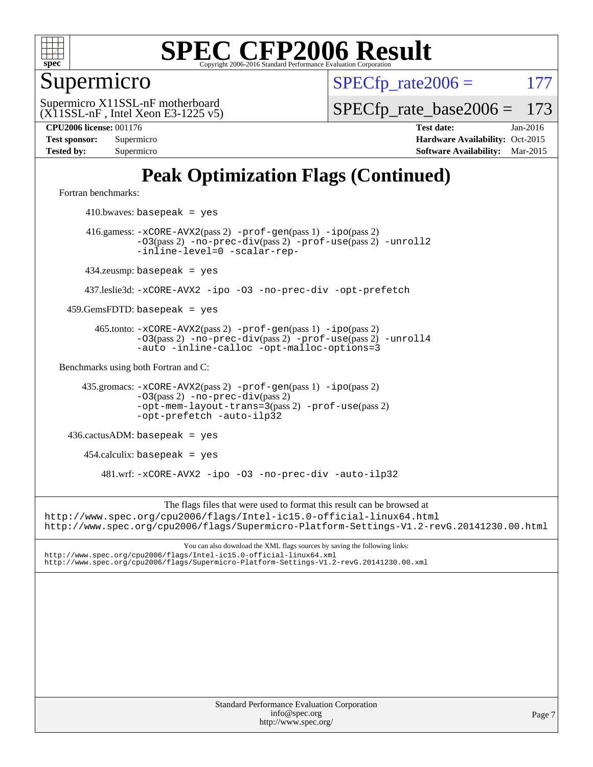# SPEC CFP2006 Result

Copyright 2006-2016 Standard Performance Evaluation Corporation

## Supermicro

Supermicro X11SSL-nF motherboard
(X11SSL-nF , Intel Xeon E3-1225 v5)

SPECfp_rate2006 = 177

SPECfp_rate_base2006 = 173

**CPU2006 license:** 001176
**Test sponsor:** Supermicro
**Tested by:** Supermicro

**Test date:** Jan-2016
**Hardware Availability:** Oct-2015
**Software Availability:** Mar-2015

# Peak Optimization Flags (Continued)

Fortran benchmarks:

410.bwaves: `basepeak = yes`

416.gamess: `-xCORE-AVX2`(pass 2) `-prof-gen`(pass 1) `-ipo`(pass 2) `-O3`(pass 2) `-no-prec-div`(pass 2) `-prof-use`(pass 2) `-unroll2` `-inline-level=0` `-scalar-rep-`

434.zeusmp: `basepeak = yes`

437.leslie3d: `-xCORE-AVX2 -ipo -O3 -no-prec-div -opt-prefetch`

459.GemsFDTD: `basepeak = yes`

465.tonto: `-xCORE-AVX2`(pass 2) `-prof-gen`(pass 1) `-ipo`(pass 2) `-O3`(pass 2) `-no-prec-div`(pass 2) `-prof-use`(pass 2) `-unroll4` `-auto -inline-calloc -opt-malloc-options=3`

Benchmarks using both Fortran and C:

435.gromacs: `-xCORE-AVX2`(pass 2) `-prof-gen`(pass 1) `-ipo`(pass 2) `-O3`(pass 2) `-no-prec-div`(pass 2) `-opt-mem-layout-trans=3`(pass 2) `-prof-use`(pass 2) `-opt-prefetch -auto-ilp32`

436.cactusADM: `basepeak = yes`

454.calculix: `basepeak = yes`

481.wrf: `-xCORE-AVX2 -ipo -O3 -no-prec-div -auto-ilp32`

The flags files that were used to format this result can be browsed at
http://www.spec.org/cpu2006/flags/Intel-ic15.0-official-linux64.html
http://www.spec.org/cpu2006/flags/Supermicro-Platform-Settings-V1.2-revG.20141230.00.html

You can also download the XML flags sources by saving the following links:
http://www.spec.org/cpu2006/flags/Intel-ic15.0-official-linux64.xml
http://www.spec.org/cpu2006/flags/Supermicro-Platform-Settings-V1.2-revG.20141230.00.xml

Standard Performance Evaluation Corporation
info@spec.org
http://www.spec.org/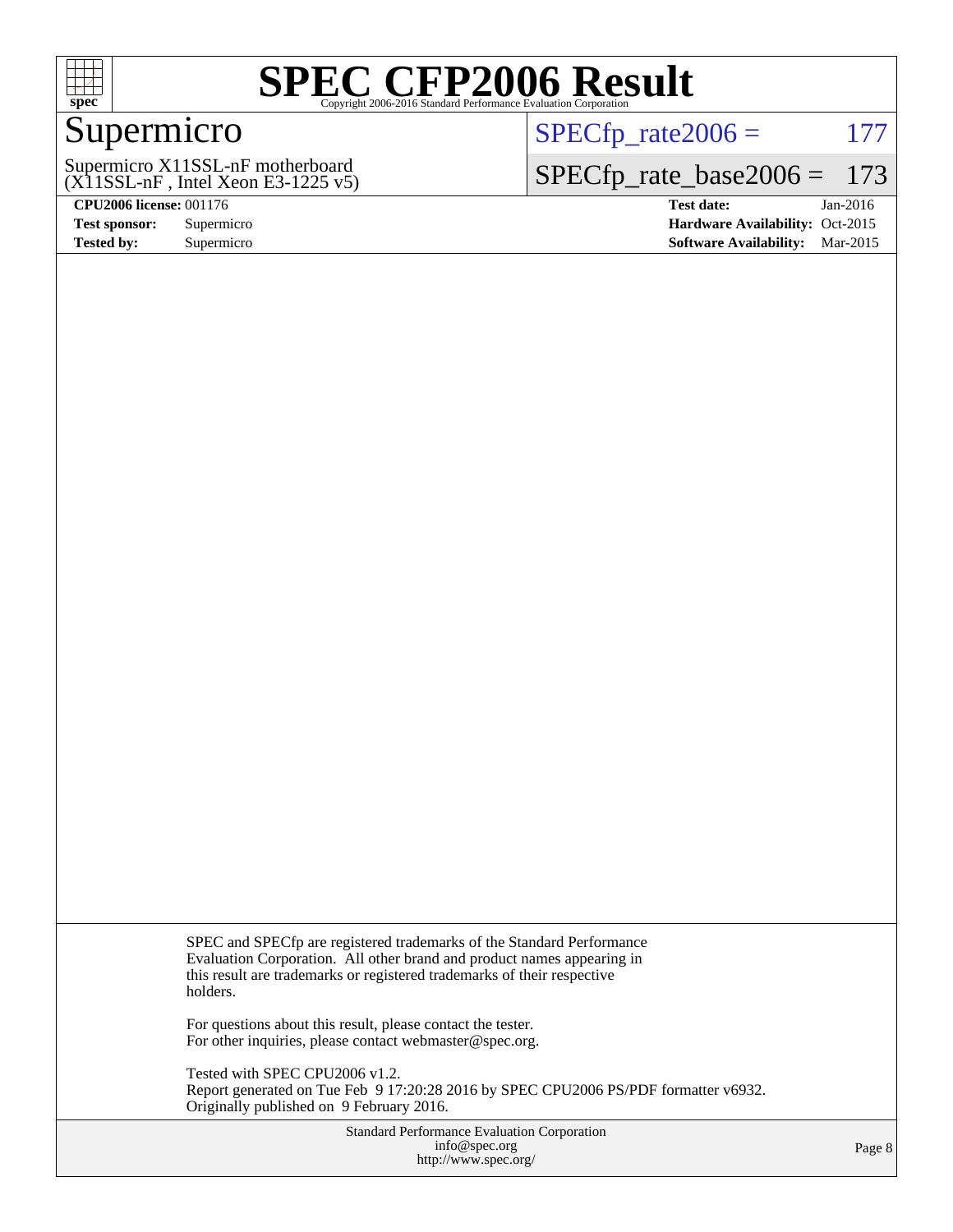# SPEC CFP2006 Result

Copyright 2006-2016 Standard Performance Evaluation Corporation

## Supermicro

Supermicro X11SSL-nF motherboard
(X11SSL-nF , Intel Xeon E3-1225 v5)

SPECfp_rate2006 = 177

SPECfp_rate_base2006 = 173

| | | | |
|---|---|---|---|
| **CPU2006 license:** 001176 | | **Test date:** | Jan-2016 |
| **Test sponsor:** | Supermicro | **Hardware Availability:** | Oct-2015 |
| **Tested by:** | Supermicro | **Software Availability:** | Mar-2015 |

SPEC and SPECfp are registered trademarks of the Standard Performance Evaluation Corporation. All other brand and product names appearing in this result are trademarks or registered trademarks of their respective holders.

For questions about this result, please contact the tester.
For other inquiries, please contact webmaster@spec.org.

Tested with SPEC CPU2006 v1.2.
Report generated on Tue Feb 9 17:20:28 2016 by SPEC CPU2006 PS/PDF formatter v6932.
Originally published on 9 February 2016.

Standard Performance Evaluation Corporation
info@spec.org
http://www.spec.org/